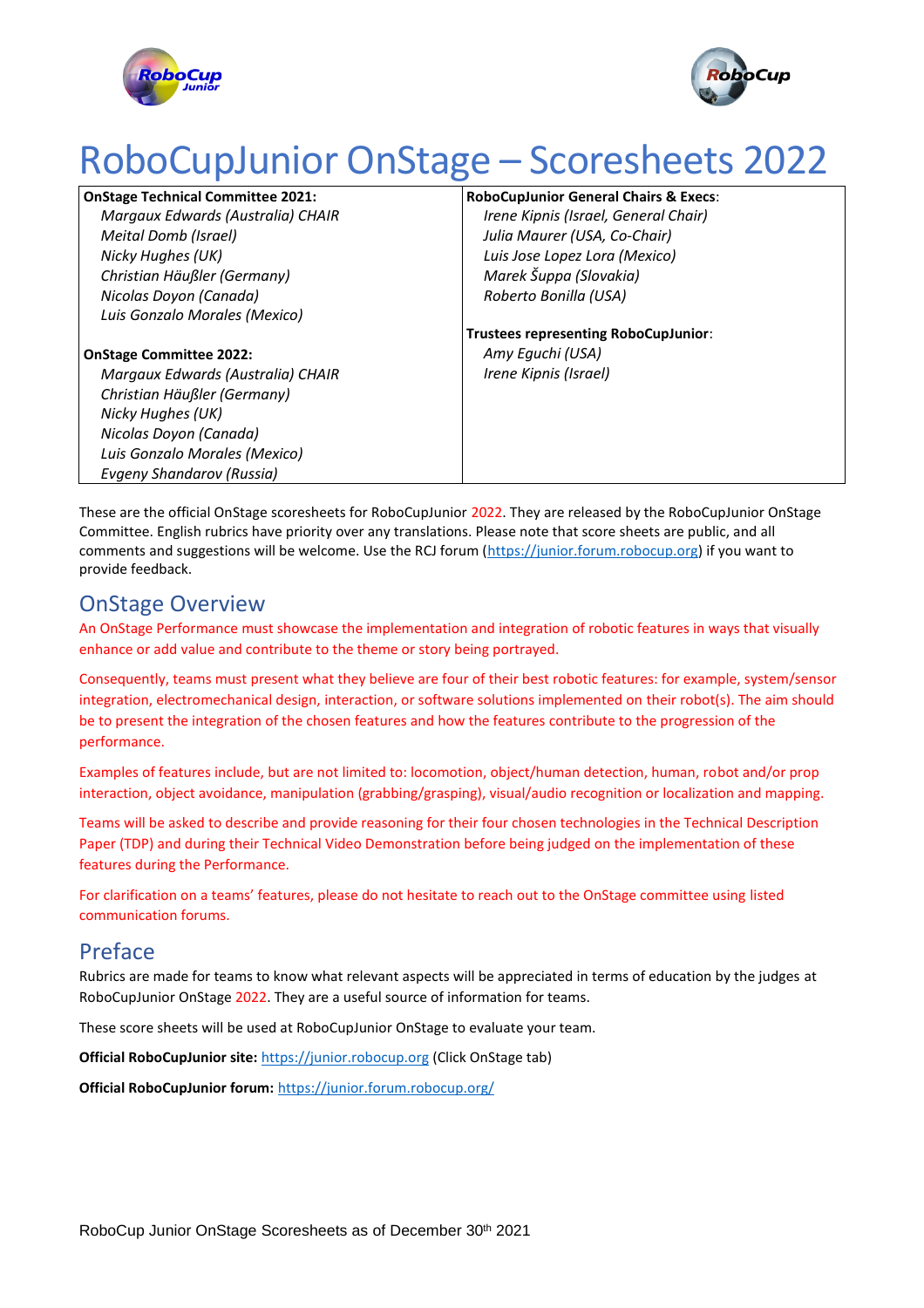# RoboCupJunior OnStage – Scoresheets 2022

| | |
|---|---|
| **OnStage Technical Committee 2021:**<br>*Margaux Edwards (Australia) CHAIR*<br>*Meital Domb (Israel)*<br>*Nicky Hughes (UK)*<br>*Christian Häußler (Germany)*<br>*Nicolas Doyon (Canada)*<br>*Luis Gonzalo Morales (Mexico)*<br><br>**OnStage Committee 2022:**<br>*Margaux Edwards (Australia) CHAIR*<br>*Christian Häußler (Germany)*<br>*Nicky Hughes (UK)*<br>*Nicolas Doyon (Canada)*<br>*Luis Gonzalo Morales (Mexico)*<br>*Evgeny Shandarov (Russia)* | **RoboCupJunior General Chairs & Execs**:<br>*Irene Kipnis (Israel, General Chair)*<br>*Julia Maurer (USA, Co-Chair)*<br>*Luis Jose Lopez Lora (Mexico)*<br>*Marek Šuppa (Slovakia)*<br>*Roberto Bonilla (USA)*<br><br>**Trustees representing RoboCupJunior**:<br>*Amy Eguchi (USA)*<br>*Irene Kipnis (Israel)* |

These are the official OnStage scoresheets for RoboCupJunior 2022. They are released by the RoboCupJunior OnStage Committee. English rubrics have priority over any translations. Please note that score sheets are public, and all comments and suggestions will be welcome. Use the RCJ forum (https://junior.forum.robocup.org) if you want to provide feedback.

## OnStage Overview

An OnStage Performance must showcase the implementation and integration of robotic features in ways that visually enhance or add value and contribute to the theme or story being portrayed.

Consequently, teams must present what they believe are four of their best robotic features: for example, system/sensor integration, electromechanical design, interaction, or software solutions implemented on their robot(s). The aim should be to present the integration of the chosen features and how the features contribute to the progression of the performance.

Examples of features include, but are not limited to: locomotion, object/human detection, human, robot and/or prop interaction, object avoidance, manipulation (grabbing/grasping), visual/audio recognition or localization and mapping.

Teams will be asked to describe and provide reasoning for their four chosen technologies in the Technical Description Paper (TDP) and during their Technical Video Demonstration before being judged on the implementation of these features during the Performance.

For clarification on a teams' features, please do not hesitate to reach out to the OnStage committee using listed communication forums.

## Preface

Rubrics are made for teams to know what relevant aspects will be appreciated in terms of education by the judges at RoboCupJunior OnStage 2022. They are a useful source of information for teams.

These score sheets will be used at RoboCupJunior OnStage to evaluate your team.

**Official RoboCupJunior site:** https://junior.robocup.org (Click OnStage tab)

**Official RoboCupJunior forum:** https://junior.forum.robocup.org/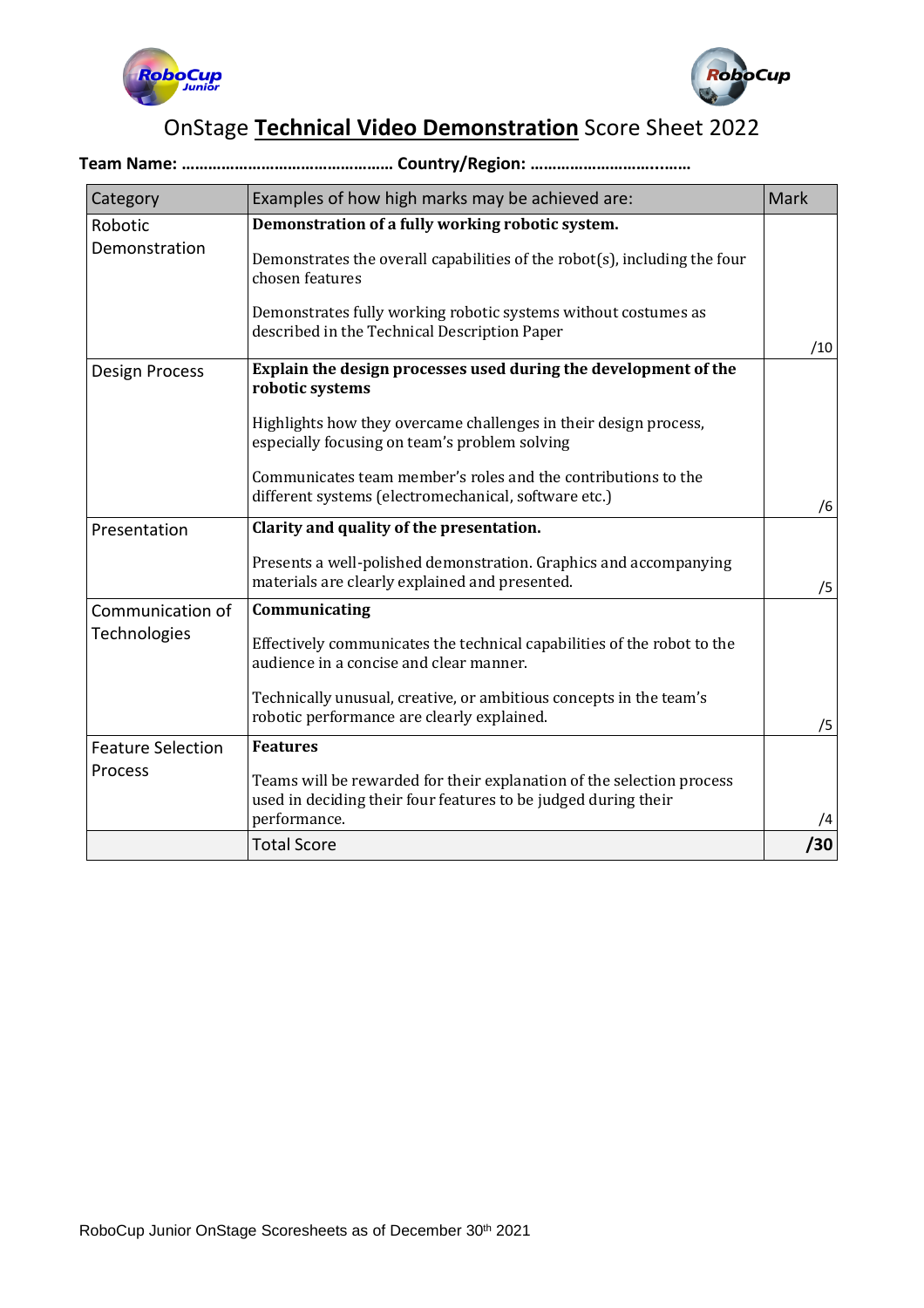# OnStage **Technical Video Demonstration** Score Sheet 2022

**Team Name: ……………………………………….. Country/Region: ……………………….……**

| Category | Examples of how high marks may be achieved are: | Mark |
|---|---|---|
| Robotic Demonstration | **Demonstration of a fully working robotic system.**<br><br>Demonstrates the overall capabilities of the robot(s), including the four chosen features<br><br>Demonstrates fully working robotic systems without costumes as described in the Technical Description Paper | /10 |
| Design Process | **Explain the design processes used during the development of the robotic systems**<br><br>Highlights how they overcame challenges in their design process, especially focusing on team's problem solving<br><br>Communicates team member's roles and the contributions to the different systems (electromechanical, software etc.) | /6 |
| Presentation | **Clarity and quality of the presentation.**<br><br>Presents a well-polished demonstration. Graphics and accompanying materials are clearly explained and presented. | /5 |
| Communication of Technologies | **Communicating**<br><br>Effectively communicates the technical capabilities of the robot to the audience in a concise and clear manner.<br><br>Technically unusual, creative, or ambitious concepts in the team's robotic performance are clearly explained. | /5 |
| Feature Selection Process | **Features**<br><br>Teams will be rewarded for their explanation of the selection process used in deciding their four features to be judged during their performance. | /4 |
| | Total Score | **/30** |

RoboCup Junior OnStage Scoresheets as of December 30th 2021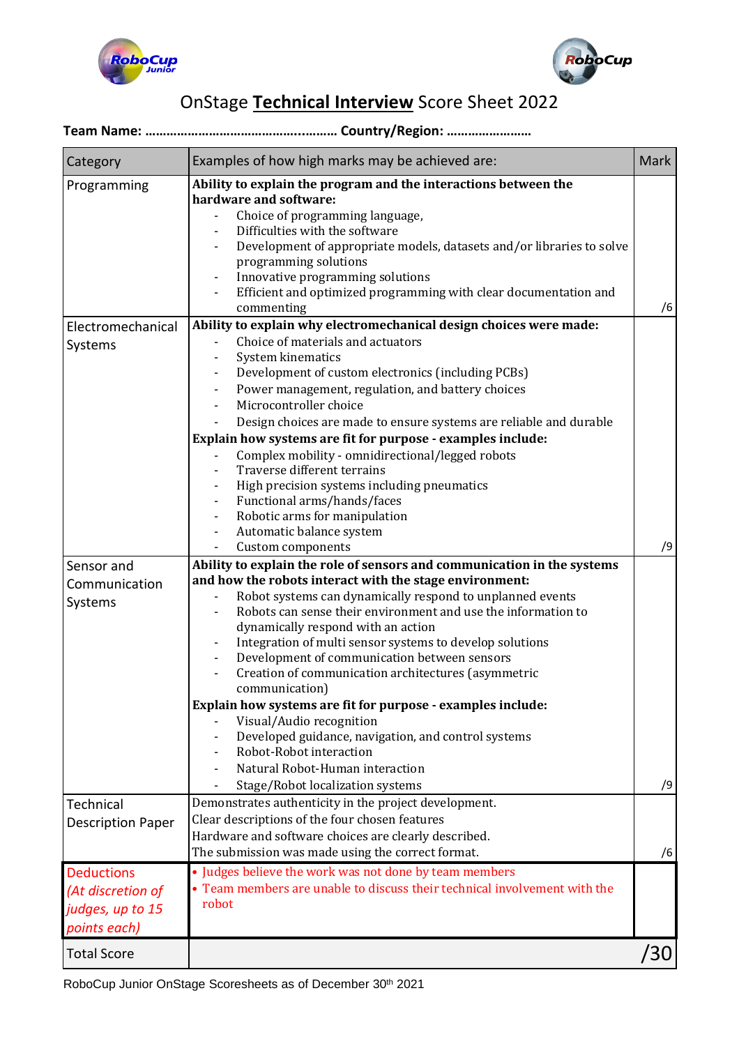# OnStage **Technical Interview** Score Sheet 2022

**Team Name: ………………………………………..……… Country/Region: ……………………**

| Category | Examples of how high marks may be achieved are: | Mark |
|---|---|---|
| Programming | **Ability to explain the program and the interactions between the hardware and software:**<br>- Choice of programming language,<br>- Difficulties with the software<br>- Development of appropriate models, datasets and/or libraries to solve programming solutions<br>- Innovative programming solutions<br>- Efficient and optimized programming with clear documentation and commenting | /6 |
| Electromechanical Systems | **Ability to explain why electromechanical design choices were made:**<br>- Choice of materials and actuators<br>- System kinematics<br>- Development of custom electronics (including PCBs)<br>- Power management, regulation, and battery choices<br>- Microcontroller choice<br>- Design choices are made to ensure systems are reliable and durable<br>**Explain how systems are fit for purpose - examples include:**<br>- Complex mobility - omnidirectional/legged robots<br>- Traverse different terrains<br>- High precision systems including pneumatics<br>- Functional arms/hands/faces<br>- Robotic arms for manipulation<br>- Automatic balance system<br>- Custom components | /9 |
| Sensor and Communication Systems | **Ability to explain the role of sensors and communication in the systems and how the robots interact with the stage environment:**<br>- Robot systems can dynamically respond to unplanned events<br>- Robots can sense their environment and use the information to dynamically respond with an action<br>- Integration of multi sensor systems to develop solutions<br>- Development of communication between sensors<br>- Creation of communication architectures (asymmetric communication)<br>**Explain how systems are fit for purpose - examples include:**<br>- Visual/Audio recognition<br>- Developed guidance, navigation, and control systems<br>- Robot-Robot interaction<br>- Natural Robot-Human interaction<br>- Stage/Robot localization systems | /9 |
| Technical Description Paper | Demonstrates authenticity in the project development.<br>Clear descriptions of the four chosen features<br>Hardware and software choices are clearly described.<br>The submission was made using the correct format. | /6 |
| Deductions *(At discretion of judges, up to 15 points each)* | • Judges believe the work was not done by team members<br>• Team members are unable to discuss their technical involvement with the robot | |
| Total Score | | /30 |

RoboCup Junior OnStage Scoresheets as of December 30th 2021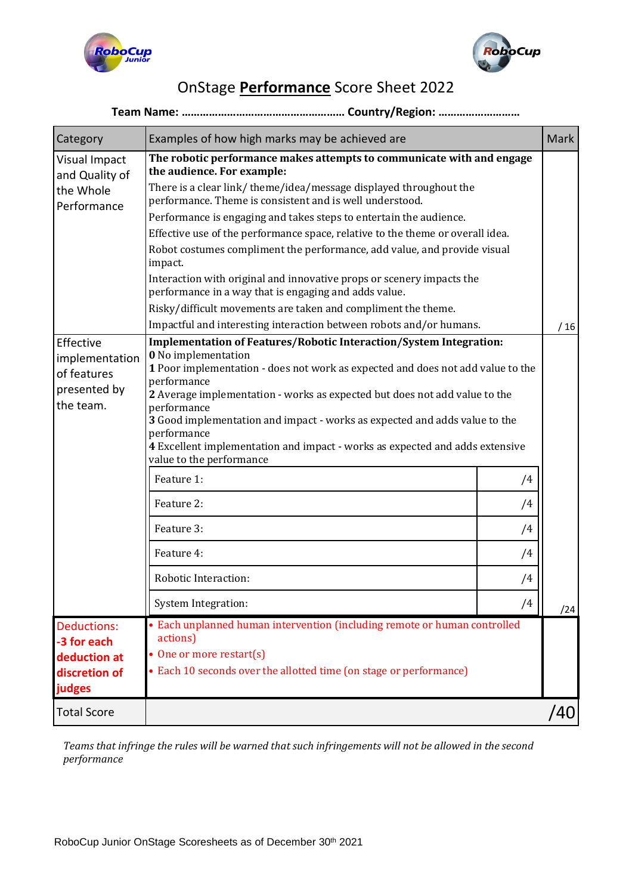# OnStage **Performance** Score Sheet 2022

**Team Name: ……………………………………………… Country/Region: ………………………**

| Category | Examples of how high marks may be achieved are | Mark |
|---|---|---|
| Visual Impact and Quality of the Whole Performance | **The robotic performance makes attempts to communicate with and engage the audience. For example:**<br>There is a clear link/ theme/idea/message displayed throughout the performance. Theme is consistent and is well understood.<br>Performance is engaging and takes steps to entertain the audience.<br>Effective use of the performance space, relative to the theme or overall idea.<br>Robot costumes compliment the performance, add value, and provide visual impact.<br>Interaction with original and innovative props or scenery impacts the performance in a way that is engaging and adds value.<br>Risky/difficult movements are taken and compliment the theme.<br>Impactful and interesting interaction between robots and/or humans. | / 16 |
| Effective implementation of features presented by the team. | **Implementation of Features/Robotic Interaction/System Integration:**<br>**0** No implementation<br>**1** Poor implementation - does not work as expected and does not add value to the performance<br>**2** Average implementation - works as expected but does not add value to the performance<br>**3** Good implementation and impact - works as expected and adds value to the performance<br>**4** Excellent implementation and impact - works as expected and adds extensive value to the performance<br>Feature 1: /4<br>Feature 2: /4<br>Feature 3: /4<br>Feature 4: /4<br>Robotic Interaction: /4<br>System Integration: /4 | /24 |
| Deductions: **-3 for each deduction at discretion of judges** | • Each unplanned human intervention (including remote or human controlled actions)<br>• One or more restart(s)<br>• Each 10 seconds over the allotted time (on stage or performance) | |
| Total Score | | /40 |

*Teams that infringe the rules will be warned that such infringements will not be allowed in the second performance*

RoboCup Junior OnStage Scoresheets as of December 30th 2021